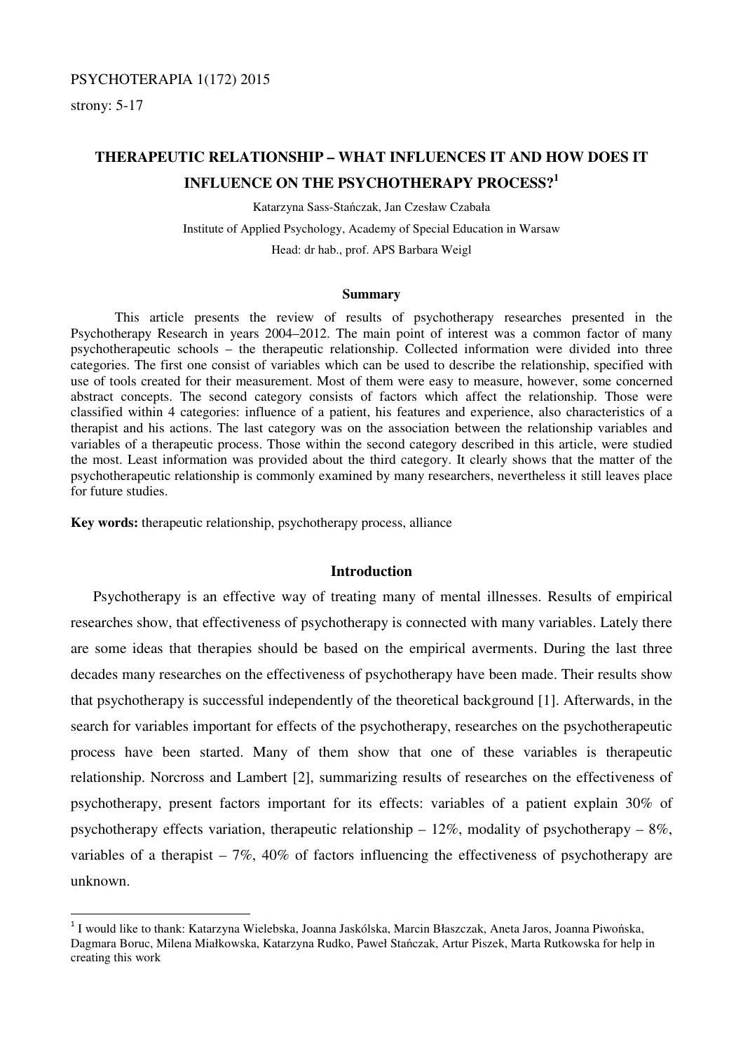# THERAPEUTIC RELATIONSHIP – WHAT INFLUENCES IT AND HOW DOES IT INFLUENCE ON THE PSYCHOTHERAPY PROCESS?[1]

Katarzyna Sass-Stańczak, Jan Czesław Czabała

Institute of Applied Psychology, Academy of Special Education in Warsaw

Head: dr hab., prof. APS Barbara Weigl

## Summary

This article presents the review of results of psychotherapy researches presented in the Psychotherapy Research in years 2004–2012. The main point of interest was a common factor of many psychotherapeutic schools – the therapeutic relationship. Collected information were divided into three categories. The first one consist of variables which can be used to describe the relationship, specified with use of tools created for their measurement. Most of them were easy to measure, however, some concerned abstract concepts. The second category consists of factors which affect the relationship. Those were classified within 4 categories: influence of a patient, his features and experience, also characteristics of a therapist and his actions. The last category was on the association between the relationship variables and variables of a therapeutic process. Those within the second category described in this article, were studied the most. Least information was provided about the third category. It clearly shows that the matter of the psychotherapeutic relationship is commonly examined by many researchers, nevertheless it still leaves place for future studies.

**Key words:** therapeutic relationship, psychotherapy process, alliance

## Introduction

Psychotherapy is an effective way of treating many of mental illnesses. Results of empirical researches show, that effectiveness of psychotherapy is connected with many variables. Lately there are some ideas that therapies should be based on the empirical averments. During the last three decades many researches on the effectiveness of psychotherapy have been made. Their results show that psychotherapy is successful independently of the theoretical background [1]. Afterwards, in the search for variables important for effects of the psychotherapy, researches on the psychotherapeutic process have been started. Many of them show that one of these variables is therapeutic relationship. Norcross and Lambert [2], summarizing results of researches on the effectiveness of psychotherapy, present factors important for its effects: variables of a patient explain 30% of psychotherapy effects variation, therapeutic relationship – 12%, modality of psychotherapy – 8%, variables of a therapist – 7%, 40% of factors influencing the effectiveness of psychotherapy are unknown.

---

[1] I would like to thank: Katarzyna Wielebska, Joanna Jaskólska, Marcin Błaszczak, Aneta Jaros, Joanna Piwońska, Dagmara Boruc, Milena Miałkowska, Katarzyna Rudko, Paweł Stańczak, Artur Piszek, Marta Rutkowska for help in creating this work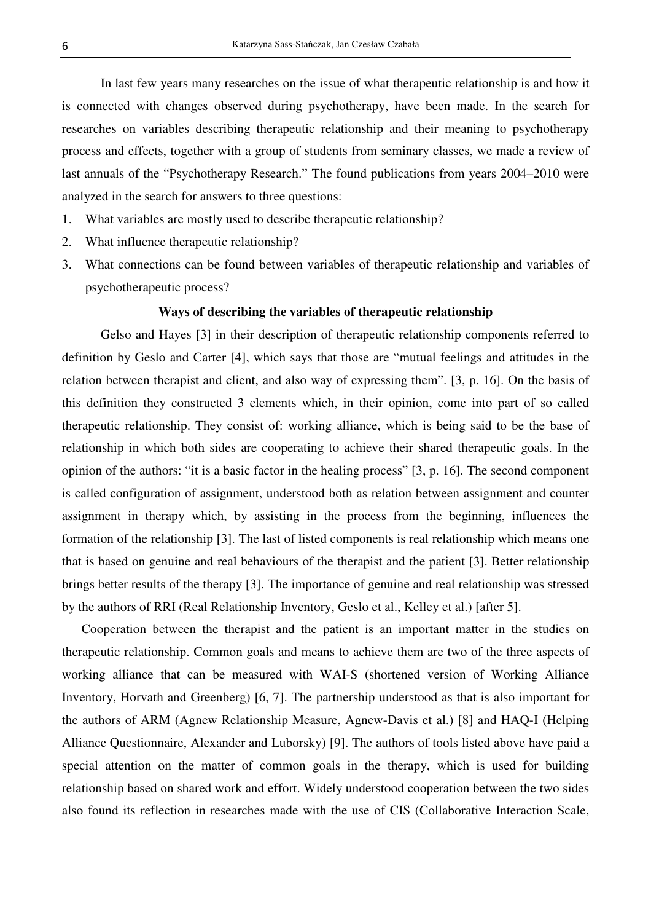In last few years many researches on the issue of what therapeutic relationship is and how it is connected with changes observed during psychotherapy, have been made. In the search for researches on variables describing therapeutic relationship and their meaning to psychotherapy process and effects, together with a group of students from seminary classes, we made a review of last annuals of the "Psychotherapy Research." The found publications from years 2004–2010 were analyzed in the search for answers to three questions:

1. What variables are mostly used to describe therapeutic relationship?
2. What influence therapeutic relationship?
3. What connections can be found between variables of therapeutic relationship and variables of psychotherapeutic process?

**Ways of describing the variables of therapeutic relationship**

Gelso and Hayes [3] in their description of therapeutic relationship components referred to definition by Geslo and Carter [4], which says that those are "mutual feelings and attitudes in the relation between therapist and client, and also way of expressing them". [3, p. 16]. On the basis of this definition they constructed 3 elements which, in their opinion, come into part of so called therapeutic relationship. They consist of: working alliance, which is being said to be the base of relationship in which both sides are cooperating to achieve their shared therapeutic goals. In the opinion of the authors: "it is a basic factor in the healing process" [3, p. 16]. The second component is called configuration of assignment, understood both as relation between assignment and counter assignment in therapy which, by assisting in the process from the beginning, influences the formation of the relationship [3]. The last of listed components is real relationship which means one that is based on genuine and real behaviours of the therapist and the patient [3]. Better relationship brings better results of the therapy [3]. The importance of genuine and real relationship was stressed by the authors of RRI (Real Relationship Inventory, Geslo et al., Kelley et al.) [after 5].

Cooperation between the therapist and the patient is an important matter in the studies on therapeutic relationship. Common goals and means to achieve them are two of the three aspects of working alliance that can be measured with WAI-S (shortened version of Working Alliance Inventory, Horvath and Greenberg) [6, 7]. The partnership understood as that is also important for the authors of ARM (Agnew Relationship Measure, Agnew-Davis et al.) [8] and HAQ-I (Helping Alliance Questionnaire, Alexander and Luborsky) [9]. The authors of tools listed above have paid a special attention on the matter of common goals in the therapy, which is used for building relationship based on shared work and effort. Widely understood cooperation between the two sides also found its reflection in researches made with the use of CIS (Collaborative Interaction Scale,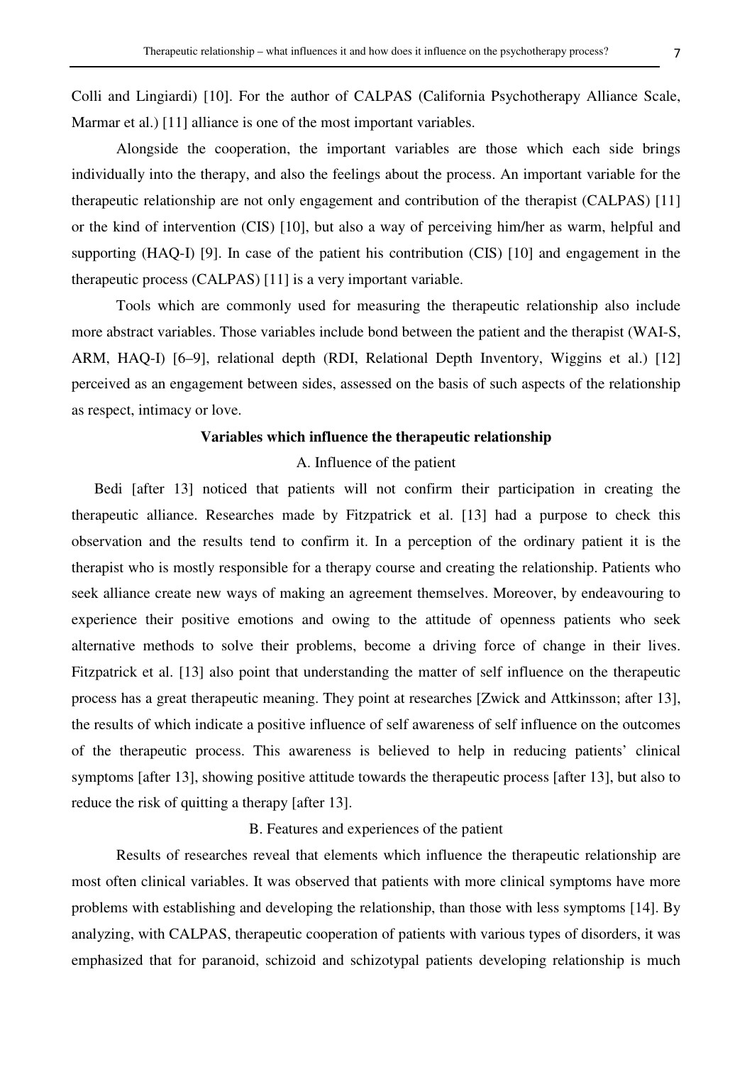Colli and Lingiardi) [10]. For the author of CALPAS (California Psychotherapy Alliance Scale, Marmar et al.) [11] alliance is one of the most important variables.

Alongside the cooperation, the important variables are those which each side brings individually into the therapy, and also the feelings about the process. An important variable for the therapeutic relationship are not only engagement and contribution of the therapist (CALPAS) [11] or the kind of intervention (CIS) [10], but also a way of perceiving him/her as warm, helpful and supporting (HAQ-I) [9]. In case of the patient his contribution (CIS) [10] and engagement in the therapeutic process (CALPAS) [11] is a very important variable.

Tools which are commonly used for measuring the therapeutic relationship also include more abstract variables. Those variables include bond between the patient and the therapist (WAI-S, ARM, HAQ-I) [6–9], relational depth (RDI, Relational Depth Inventory, Wiggins et al.) [12] perceived as an engagement between sides, assessed on the basis of such aspects of the relationship as respect, intimacy or love.

## Variables which influence the therapeutic relationship

### A. Influence of the patient

Bedi [after 13] noticed that patients will not confirm their participation in creating the therapeutic alliance. Researches made by Fitzpatrick et al. [13] had a purpose to check this observation and the results tend to confirm it. In a perception of the ordinary patient it is the therapist who is mostly responsible for a therapy course and creating the relationship. Patients who seek alliance create new ways of making an agreement themselves. Moreover, by endeavouring to experience their positive emotions and owing to the attitude of openness patients who seek alternative methods to solve their problems, become a driving force of change in their lives. Fitzpatrick et al. [13] also point that understanding the matter of self influence on the therapeutic process has a great therapeutic meaning. They point at researches [Zwick and Attkinsson; after 13], the results of which indicate a positive influence of self awareness of self influence on the outcomes of the therapeutic process. This awareness is believed to help in reducing patients' clinical symptoms [after 13], showing positive attitude towards the therapeutic process [after 13], but also to reduce the risk of quitting a therapy [after 13].

### B. Features and experiences of the patient

Results of researches reveal that elements which influence the therapeutic relationship are most often clinical variables. It was observed that patients with more clinical symptoms have more problems with establishing and developing the relationship, than those with less symptoms [14]. By analyzing, with CALPAS, therapeutic cooperation of patients with various types of disorders, it was emphasized that for paranoid, schizoid and schizotypal patients developing relationship is much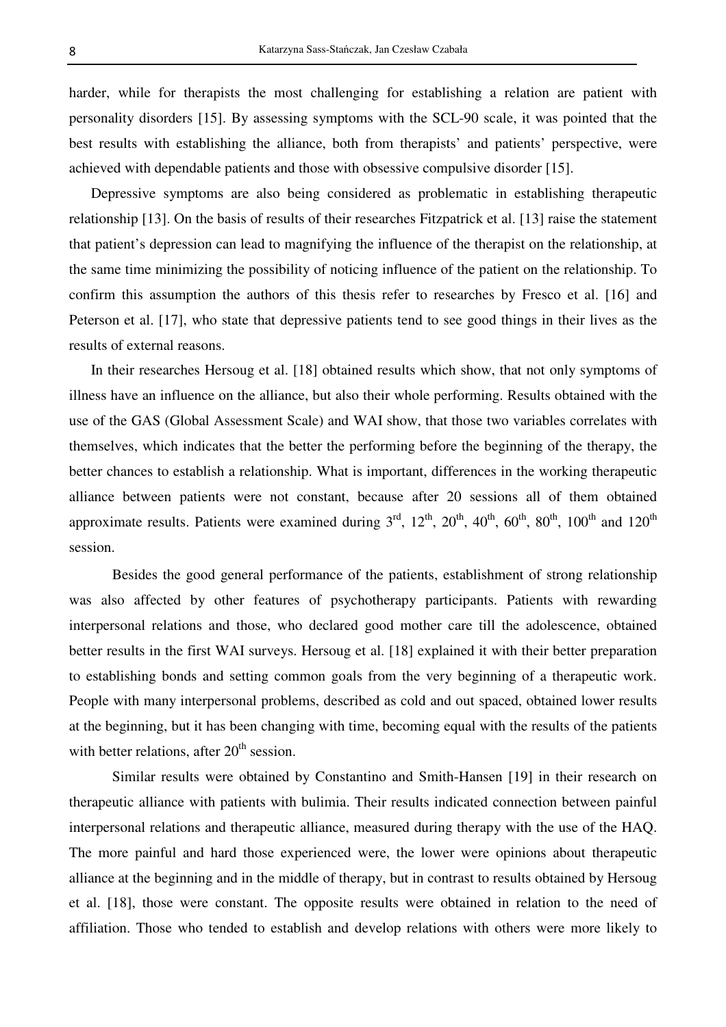harder, while for therapists the most challenging for establishing a relation are patient with personality disorders [15]. By assessing symptoms with the SCL-90 scale, it was pointed that the best results with establishing the alliance, both from therapists' and patients' perspective, were achieved with dependable patients and those with obsessive compulsive disorder [15].

Depressive symptoms are also being considered as problematic in establishing therapeutic relationship [13]. On the basis of results of their researches Fitzpatrick et al. [13] raise the statement that patient's depression can lead to magnifying the influence of the therapist on the relationship, at the same time minimizing the possibility of noticing influence of the patient on the relationship. To confirm this assumption the authors of this thesis refer to researches by Fresco et al. [16] and Peterson et al. [17], who state that depressive patients tend to see good things in their lives as the results of external reasons.

In their researches Hersoug et al. [18] obtained results which show, that not only symptoms of illness have an influence on the alliance, but also their whole performing. Results obtained with the use of the GAS (Global Assessment Scale) and WAI show, that those two variables correlates with themselves, which indicates that the better the performing before the beginning of the therapy, the better chances to establish a relationship. What is important, differences in the working therapeutic alliance between patients were not constant, because after 20 sessions all of them obtained approximate results. Patients were examined during 3rd, 12th, 20th, 40th, 60th, 80th, 100th and 120th session.

Besides the good general performance of the patients, establishment of strong relationship was also affected by other features of psychotherapy participants. Patients with rewarding interpersonal relations and those, who declared good mother care till the adolescence, obtained better results in the first WAI surveys. Hersoug et al. [18] explained it with their better preparation to establishing bonds and setting common goals from the very beginning of a therapeutic work. People with many interpersonal problems, described as cold and out spaced, obtained lower results at the beginning, but it has been changing with time, becoming equal with the results of the patients with better relations, after 20th session.

Similar results were obtained by Constantino and Smith-Hansen [19] in their research on therapeutic alliance with patients with bulimia. Their results indicated connection between painful interpersonal relations and therapeutic alliance, measured during therapy with the use of the HAQ. The more painful and hard those experienced were, the lower were opinions about therapeutic alliance at the beginning and in the middle of therapy, but in contrast to results obtained by Hersoug et al. [18], those were constant. The opposite results were obtained in relation to the need of affiliation. Those who tended to establish and develop relations with others were more likely to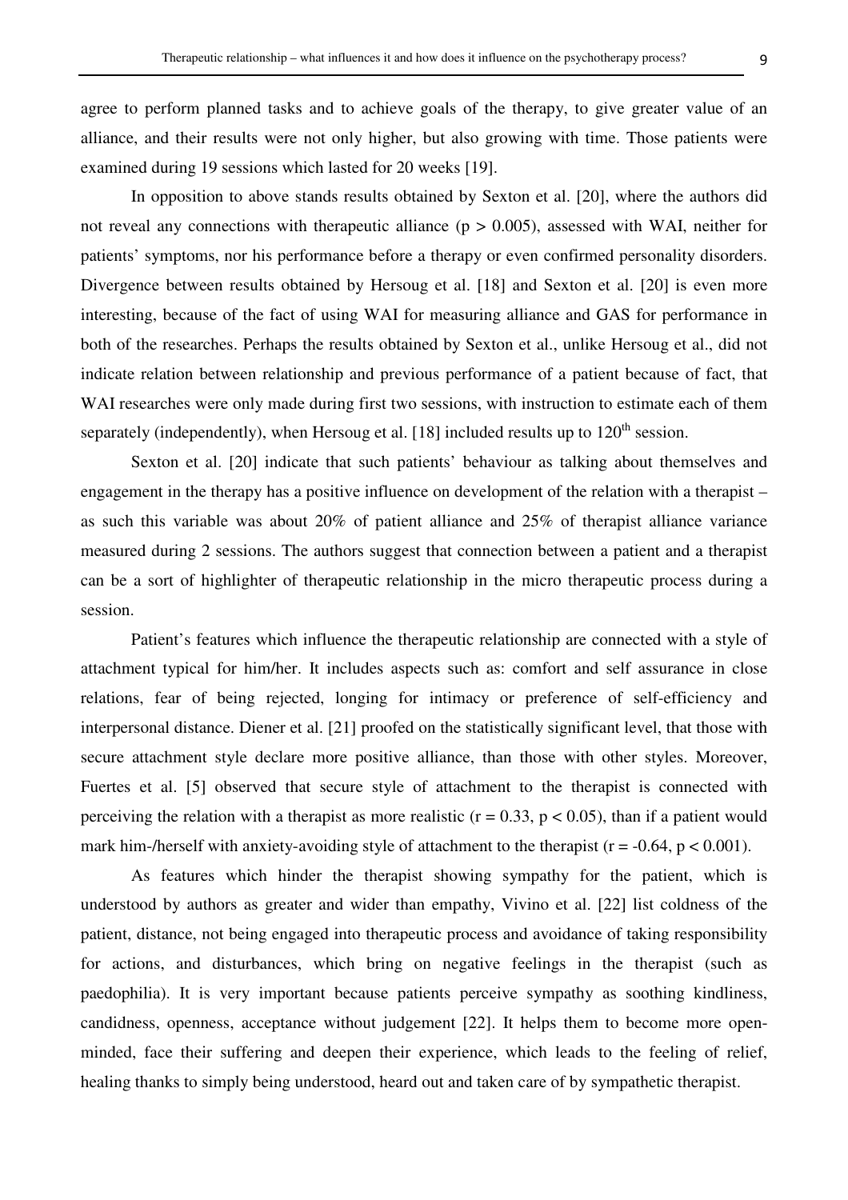agree to perform planned tasks and to achieve goals of the therapy, to give greater value of an alliance, and their results were not only higher, but also growing with time. Those patients were examined during 19 sessions which lasted for 20 weeks [19].

In opposition to above stands results obtained by Sexton et al. [20], where the authors did not reveal any connections with therapeutic alliance ($p > 0.005$), assessed with WAI, neither for patients' symptoms, nor his performance before a therapy or even confirmed personality disorders. Divergence between results obtained by Hersoug et al. [18] and Sexton et al. [20] is even more interesting, because of the fact of using WAI for measuring alliance and GAS for performance in both of the researches. Perhaps the results obtained by Sexton et al., unlike Hersoug et al., did not indicate relation between relationship and previous performance of a patient because of fact, that WAI researches were only made during first two sessions, with instruction to estimate each of them separately (independently), when Hersoug et al. [18] included results up to 120th session.

Sexton et al. [20] indicate that such patients' behaviour as talking about themselves and engagement in the therapy has a positive influence on development of the relation with a therapist – as such this variable was about 20% of patient alliance and 25% of therapist alliance variance measured during 2 sessions. The authors suggest that connection between a patient and a therapist can be a sort of highlighter of therapeutic relationship in the micro therapeutic process during a session.

Patient's features which influence the therapeutic relationship are connected with a style of attachment typical for him/her. It includes aspects such as: comfort and self assurance in close relations, fear of being rejected, longing for intimacy or preference of self-efficiency and interpersonal distance. Diener et al. [21] proofed on the statistically significant level, that those with secure attachment style declare more positive alliance, than those with other styles. Moreover, Fuertes et al. [5] observed that secure style of attachment to the therapist is connected with perceiving the relation with a therapist as more realistic ($r = 0.33$, $p < 0.05$), than if a patient would mark him-/herself with anxiety-avoiding style of attachment to the therapist ($r = -0.64$, $p < 0.001$).

As features which hinder the therapist showing sympathy for the patient, which is understood by authors as greater and wider than empathy, Vivino et al. [22] list coldness of the patient, distance, not being engaged into therapeutic process and avoidance of taking responsibility for actions, and disturbances, which bring on negative feelings in the therapist (such as paedophilia). It is very important because patients perceive sympathy as soothing kindliness, candidness, openness, acceptance without judgement [22]. It helps them to become more open-minded, face their suffering and deepen their experience, which leads to the feeling of relief, healing thanks to simply being understood, heard out and taken care of by sympathetic therapist.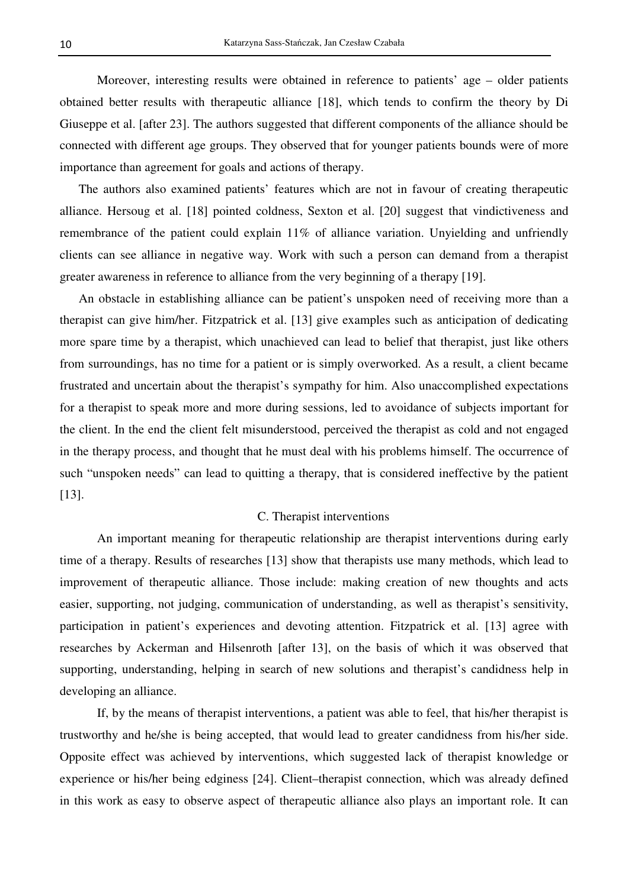Moreover, interesting results were obtained in reference to patients' age – older patients obtained better results with therapeutic alliance [18], which tends to confirm the theory by Di Giuseppe et al. [after 23]. The authors suggested that different components of the alliance should be connected with different age groups. They observed that for younger patients bounds were of more importance than agreement for goals and actions of therapy.

The authors also examined patients' features which are not in favour of creating therapeutic alliance. Hersoug et al. [18] pointed coldness, Sexton et al. [20] suggest that vindictiveness and remembrance of the patient could explain 11% of alliance variation. Unyielding and unfriendly clients can see alliance in negative way. Work with such a person can demand from a therapist greater awareness in reference to alliance from the very beginning of a therapy [19].

An obstacle in establishing alliance can be patient's unspoken need of receiving more than a therapist can give him/her. Fitzpatrick et al. [13] give examples such as anticipation of dedicating more spare time by a therapist, which unachieved can lead to belief that therapist, just like others from surroundings, has no time for a patient or is simply overworked. As a result, a client became frustrated and uncertain about the therapist's sympathy for him. Also unaccomplished expectations for a therapist to speak more and more during sessions, led to avoidance of subjects important for the client. In the end the client felt misunderstood, perceived the therapist as cold and not engaged in the therapy process, and thought that he must deal with his problems himself. The occurrence of such "unspoken needs" can lead to quitting a therapy, that is considered ineffective by the patient [13].

### C. Therapist interventions

An important meaning for therapeutic relationship are therapist interventions during early time of a therapy. Results of researches [13] show that therapists use many methods, which lead to improvement of therapeutic alliance. Those include: making creation of new thoughts and acts easier, supporting, not judging, communication of understanding, as well as therapist's sensitivity, participation in patient's experiences and devoting attention. Fitzpatrick et al. [13] agree with researches by Ackerman and Hilsenroth [after 13], on the basis of which it was observed that supporting, understanding, helping in search of new solutions and therapist's candidness help in developing an alliance.

If, by the means of therapist interventions, a patient was able to feel, that his/her therapist is trustworthy and he/she is being accepted, that would lead to greater candidness from his/her side. Opposite effect was achieved by interventions, which suggested lack of therapist knowledge or experience or his/her being edginess [24]. Client–therapist connection, which was already defined in this work as easy to observe aspect of therapeutic alliance also plays an important role. It can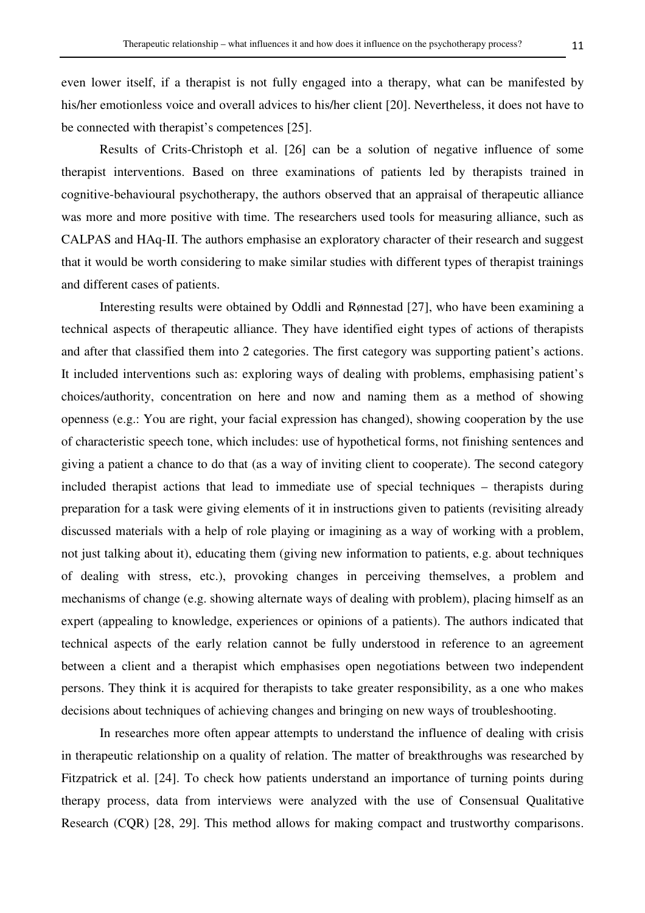even lower itself, if a therapist is not fully engaged into a therapy, what can be manifested by his/her emotionless voice and overall advices to his/her client [20]. Nevertheless, it does not have to be connected with therapist's competences [25].

Results of Crits-Christoph et al. [26] can be a solution of negative influence of some therapist interventions. Based on three examinations of patients led by therapists trained in cognitive-behavioural psychotherapy, the authors observed that an appraisal of therapeutic alliance was more and more positive with time. The researchers used tools for measuring alliance, such as CALPAS and HAq-II. The authors emphasise an exploratory character of their research and suggest that it would be worth considering to make similar studies with different types of therapist trainings and different cases of patients.

Interesting results were obtained by Oddli and Rønnestad [27], who have been examining a technical aspects of therapeutic alliance. They have identified eight types of actions of therapists and after that classified them into 2 categories. The first category was supporting patient's actions. It included interventions such as: exploring ways of dealing with problems, emphasising patient's choices/authority, concentration on here and now and naming them as a method of showing openness (e.g.: You are right, your facial expression has changed), showing cooperation by the use of characteristic speech tone, which includes: use of hypothetical forms, not finishing sentences and giving a patient a chance to do that (as a way of inviting client to cooperate). The second category included therapist actions that lead to immediate use of special techniques – therapists during preparation for a task were giving elements of it in instructions given to patients (revisiting already discussed materials with a help of role playing or imagining as a way of working with a problem, not just talking about it), educating them (giving new information to patients, e.g. about techniques of dealing with stress, etc.), provoking changes in perceiving themselves, a problem and mechanisms of change (e.g. showing alternate ways of dealing with problem), placing himself as an expert (appealing to knowledge, experiences or opinions of a patients). The authors indicated that technical aspects of the early relation cannot be fully understood in reference to an agreement between a client and a therapist which emphasises open negotiations between two independent persons. They think it is acquired for therapists to take greater responsibility, as a one who makes decisions about techniques of achieving changes and bringing on new ways of troubleshooting.

In researches more often appear attempts to understand the influence of dealing with crisis in therapeutic relationship on a quality of relation. The matter of breakthroughs was researched by Fitzpatrick et al. [24]. To check how patients understand an importance of turning points during therapy process, data from interviews were analyzed with the use of Consensual Qualitative Research (CQR) [28, 29]. This method allows for making compact and trustworthy comparisons.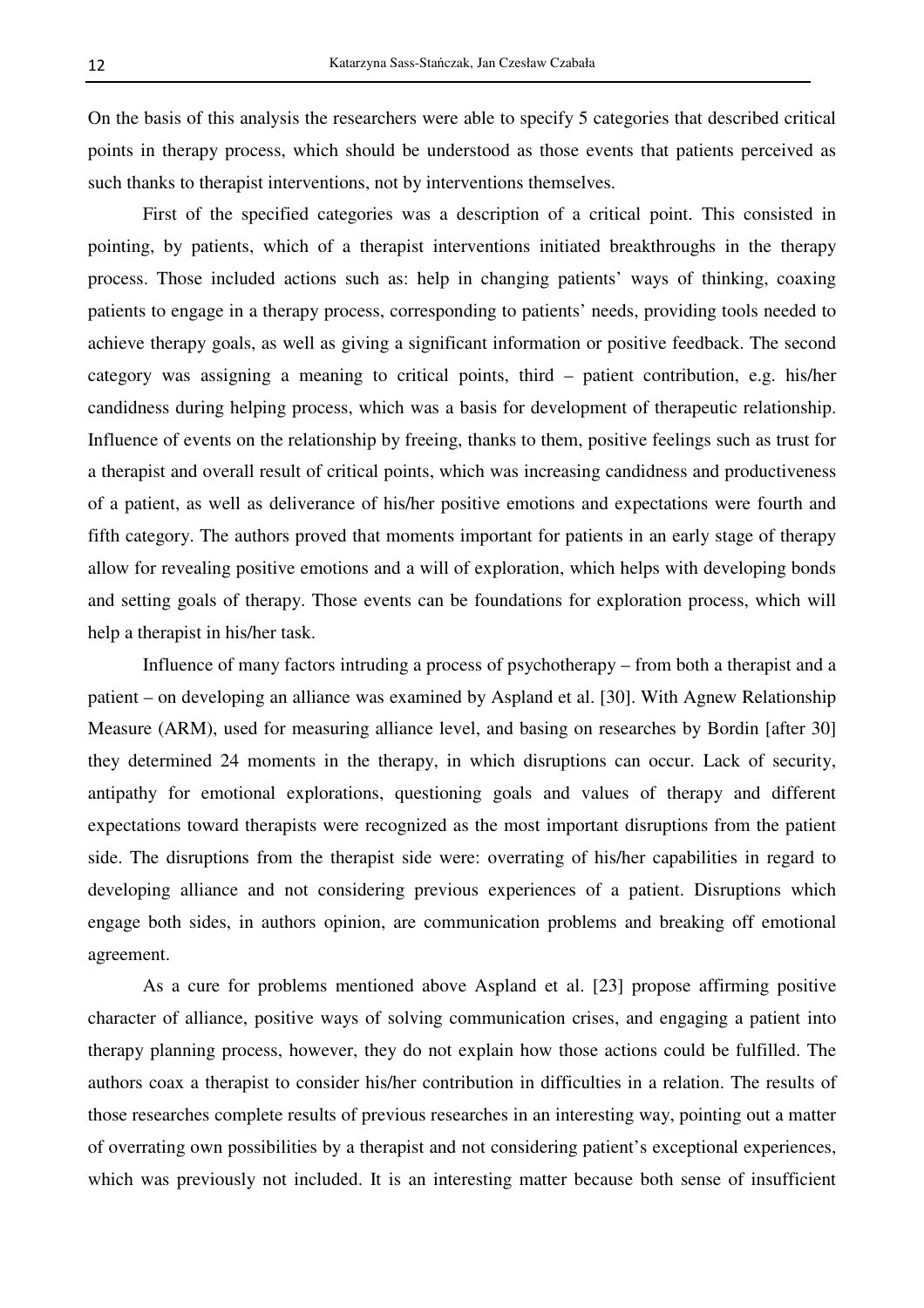On the basis of this analysis the researchers were able to specify 5 categories that described critical points in therapy process, which should be understood as those events that patients perceived as such thanks to therapist interventions, not by interventions themselves.

First of the specified categories was a description of a critical point. This consisted in pointing, by patients, which of a therapist interventions initiated breakthroughs in the therapy process. Those included actions such as: help in changing patients' ways of thinking, coaxing patients to engage in a therapy process, corresponding to patients' needs, providing tools needed to achieve therapy goals, as well as giving a significant information or positive feedback. The second category was assigning a meaning to critical points, third – patient contribution, e.g. his/her candidness during helping process, which was a basis for development of therapeutic relationship. Influence of events on the relationship by freeing, thanks to them, positive feelings such as trust for a therapist and overall result of critical points, which was increasing candidness and productiveness of a patient, as well as deliverance of his/her positive emotions and expectations were fourth and fifth category. The authors proved that moments important for patients in an early stage of therapy allow for revealing positive emotions and a will of exploration, which helps with developing bonds and setting goals of therapy. Those events can be foundations for exploration process, which will help a therapist in his/her task.

Influence of many factors intruding a process of psychotherapy – from both a therapist and a patient – on developing an alliance was examined by Aspland et al. [30]. With Agnew Relationship Measure (ARM), used for measuring alliance level, and basing on researches by Bordin [after 30] they determined 24 moments in the therapy, in which disruptions can occur. Lack of security, antipathy for emotional explorations, questioning goals and values of therapy and different expectations toward therapists were recognized as the most important disruptions from the patient side. The disruptions from the therapist side were: overrating of his/her capabilities in regard to developing alliance and not considering previous experiences of a patient. Disruptions which engage both sides, in authors opinion, are communication problems and breaking off emotional agreement.

As a cure for problems mentioned above Aspland et al. [23] propose affirming positive character of alliance, positive ways of solving communication crises, and engaging a patient into therapy planning process, however, they do not explain how those actions could be fulfilled. The authors coax a therapist to consider his/her contribution in difficulties in a relation. The results of those researches complete results of previous researches in an interesting way, pointing out a matter of overrating own possibilities by a therapist and not considering patient's exceptional experiences, which was previously not included. It is an interesting matter because both sense of insufficient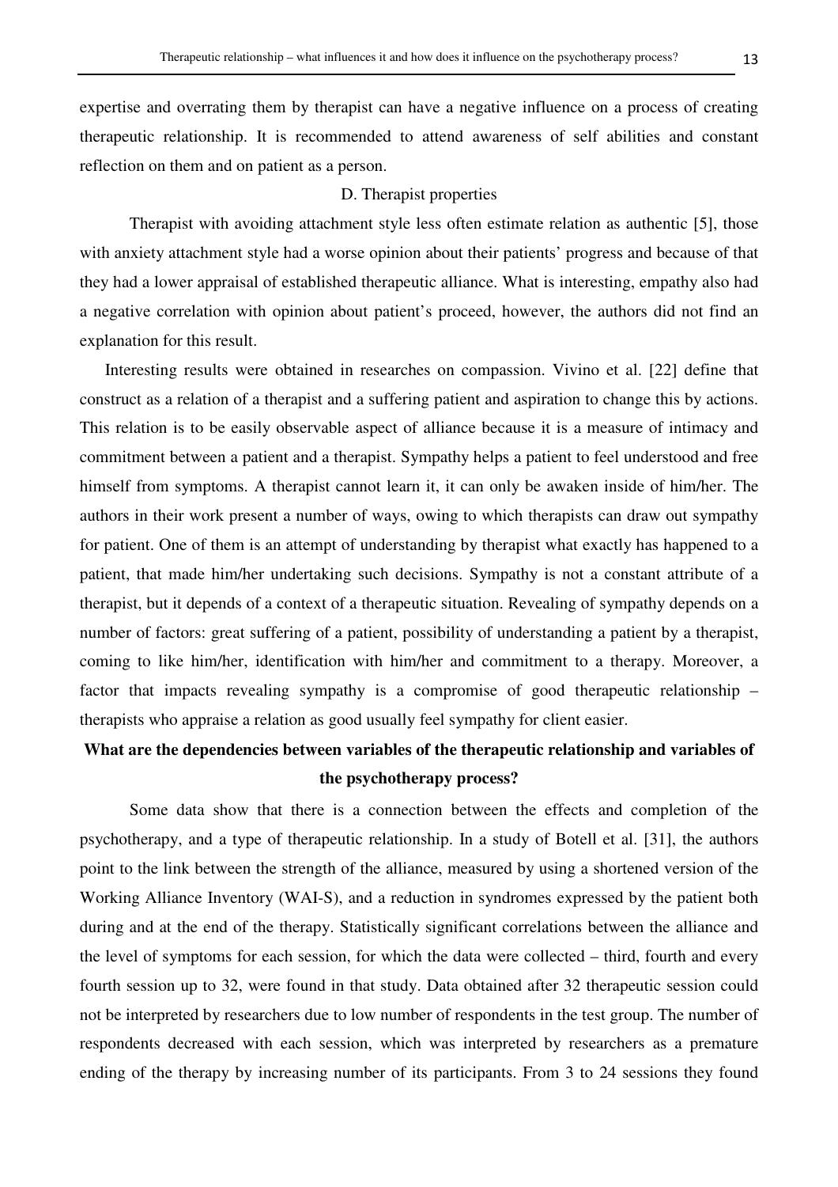expertise and overrating them by therapist can have a negative influence on a process of creating therapeutic relationship. It is recommended to attend awareness of self abilities and constant reflection on them and on patient as a person.

### D. Therapist properties

Therapist with avoiding attachment style less often estimate relation as authentic [5], those with anxiety attachment style had a worse opinion about their patients' progress and because of that they had a lower appraisal of established therapeutic alliance. What is interesting, empathy also had a negative correlation with opinion about patient's proceed, however, the authors did not find an explanation for this result.

Interesting results were obtained in researches on compassion. Vivino et al. [22] define that construct as a relation of a therapist and a suffering patient and aspiration to change this by actions. This relation is to be easily observable aspect of alliance because it is a measure of intimacy and commitment between a patient and a therapist. Sympathy helps a patient to feel understood and free himself from symptoms. A therapist cannot learn it, it can only be awaken inside of him/her. The authors in their work present a number of ways, owing to which therapists can draw out sympathy for patient. One of them is an attempt of understanding by therapist what exactly has happened to a patient, that made him/her undertaking such decisions. Sympathy is not a constant attribute of a therapist, but it depends of a context of a therapeutic situation. Revealing of sympathy depends on a number of factors: great suffering of a patient, possibility of understanding a patient by a therapist, coming to like him/her, identification with him/her and commitment to a therapy. Moreover, a factor that impacts revealing sympathy is a compromise of good therapeutic relationship – therapists who appraise a relation as good usually feel sympathy for client easier.

## What are the dependencies between variables of the therapeutic relationship and variables of the psychotherapy process?

Some data show that there is a connection between the effects and completion of the psychotherapy, and a type of therapeutic relationship. In a study of Botell et al. [31], the authors point to the link between the strength of the alliance, measured by using a shortened version of the Working Alliance Inventory (WAI-S), and a reduction in syndromes expressed by the patient both during and at the end of the therapy. Statistically significant correlations between the alliance and the level of symptoms for each session, for which the data were collected – third, fourth and every fourth session up to 32, were found in that study. Data obtained after 32 therapeutic session could not be interpreted by researchers due to low number of respondents in the test group. The number of respondents decreased with each session, which was interpreted by researchers as a premature ending of the therapy by increasing number of its participants. From 3 to 24 sessions they found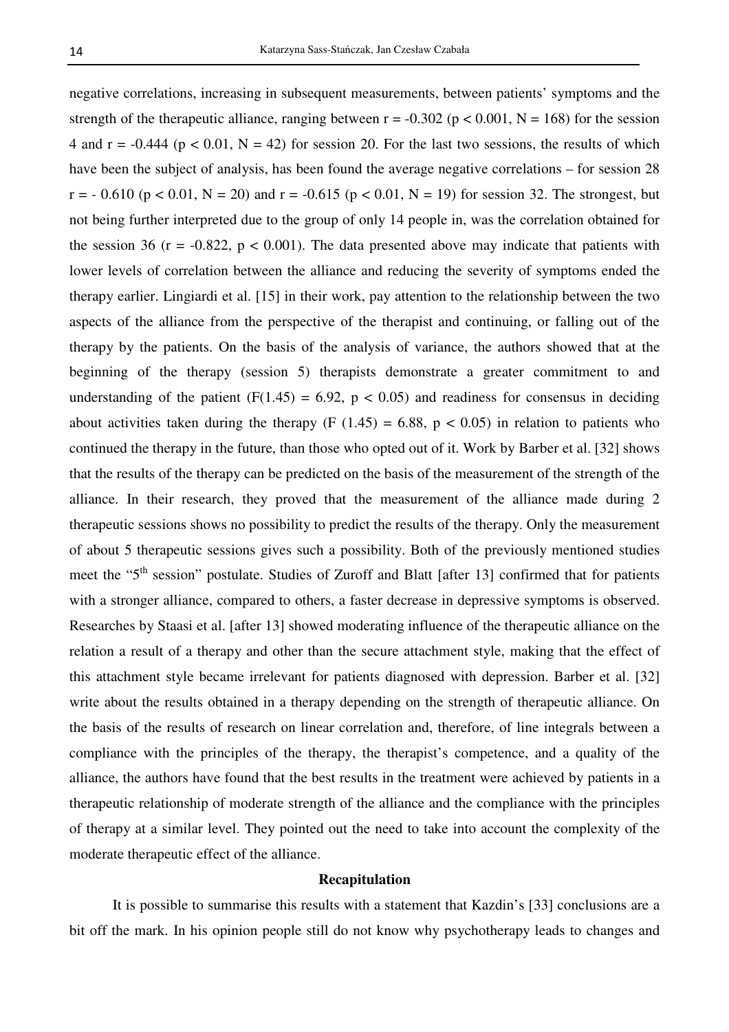negative correlations, increasing in subsequent measurements, between patients' symptoms and the strength of the therapeutic alliance, ranging between $r = -0.302$ ($p < 0.001$, $N = 168$) for the session 4 and $r = -0.444$ ($p < 0.01$, $N = 42$) for session 20. For the last two sessions, the results of which have been the subject of analysis, has been found the average negative correlations – for session 28 $r = -0.610$ ($p < 0.01$, $N = 20$) and $r = -0.615$ ($p < 0.01$, $N = 19$) for session 32. The strongest, but not being further interpreted due to the group of only 14 people in, was the correlation obtained for the session 36 ($r = -0.822$, $p < 0.001$). The data presented above may indicate that patients with lower levels of correlation between the alliance and reducing the severity of symptoms ended the therapy earlier. Lingiardi et al. [15] in their work, pay attention to the relationship between the two aspects of the alliance from the perspective of the therapist and continuing, or falling out of the therapy by the patients. On the basis of the analysis of variance, the authors showed that at the beginning of the therapy (session 5) therapists demonstrate a greater commitment to and understanding of the patient ($F(1.45) = 6.92$, $p < 0.05$) and readiness for consensus in deciding about activities taken during the therapy ($F(1.45) = 6.88$, $p < 0.05$) in relation to patients who continued the therapy in the future, than those who opted out of it. Work by Barber et al. [32] shows that the results of the therapy can be predicted on the basis of the measurement of the strength of the alliance. In their research, they proved that the measurement of the alliance made during 2 therapeutic sessions shows no possibility to predict the results of the therapy. Only the measurement of about 5 therapeutic sessions gives such a possibility. Both of the previously mentioned studies meet the "5th session" postulate. Studies of Zuroff and Blatt [after 13] confirmed that for patients with a stronger alliance, compared to others, a faster decrease in depressive symptoms is observed. Researches by Staasi et al. [after 13] showed moderating influence of the therapeutic alliance on the relation a result of a therapy and other than the secure attachment style, making that the effect of this attachment style became irrelevant for patients diagnosed with depression. Barber et al. [32] write about the results obtained in a therapy depending on the strength of therapeutic alliance. On the basis of the results of research on linear correlation and, therefore, of line integrals between a compliance with the principles of the therapy, the therapist's competence, and a quality of the alliance, the authors have found that the best results in the treatment were achieved by patients in a therapeutic relationship of moderate strength of the alliance and the compliance with the principles of therapy at a similar level. They pointed out the need to take into account the complexity of the moderate therapeutic effect of the alliance.

## Recapitulation

It is possible to summarise this results with a statement that Kazdin's [33] conclusions are a bit off the mark. In his opinion people still do not know why psychotherapy leads to changes and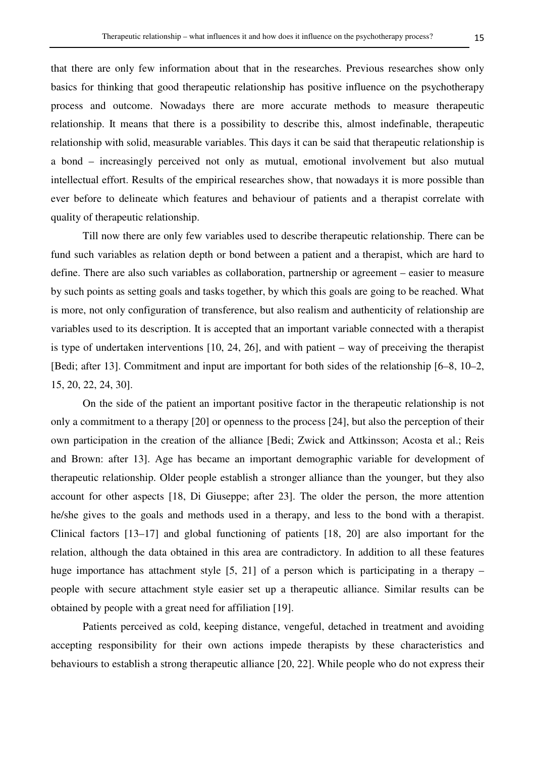that there are only few information about that in the researches. Previous researches show only basics for thinking that good therapeutic relationship has positive influence on the psychotherapy process and outcome. Nowadays there are more accurate methods to measure therapeutic relationship. It means that there is a possibility to describe this, almost indefinable, therapeutic relationship with solid, measurable variables. This days it can be said that therapeutic relationship is a bond – increasingly perceived not only as mutual, emotional involvement but also mutual intellectual effort. Results of the empirical researches show, that nowadays it is more possible than ever before to delineate which features and behaviour of patients and a therapist correlate with quality of therapeutic relationship.

Till now there are only few variables used to describe therapeutic relationship. There can be fund such variables as relation depth or bond between a patient and a therapist, which are hard to define. There are also such variables as collaboration, partnership or agreement – easier to measure by such points as setting goals and tasks together, by which this goals are going to be reached. What is more, not only configuration of transference, but also realism and authenticity of relationship are variables used to its description. It is accepted that an important variable connected with a therapist is type of undertaken interventions [10, 24, 26], and with patient – way of preceiving the therapist [Bedi; after 13]. Commitment and input are important for both sides of the relationship [6–8, 10–2, 15, 20, 22, 24, 30].

On the side of the patient an important positive factor in the therapeutic relationship is not only a commitment to a therapy [20] or openness to the process [24], but also the perception of their own participation in the creation of the alliance [Bedi; Zwick and Attkinsson; Acosta et al.; Reis and Brown: after 13]. Age has became an important demographic variable for development of therapeutic relationship. Older people establish a stronger alliance than the younger, but they also account for other aspects [18, Di Giuseppe; after 23]. The older the person, the more attention he/she gives to the goals and methods used in a therapy, and less to the bond with a therapist. Clinical factors [13–17] and global functioning of patients [18, 20] are also important for the relation, although the data obtained in this area are contradictory. In addition to all these features huge importance has attachment style [5, 21] of a person which is participating in a therapy – people with secure attachment style easier set up a therapeutic alliance. Similar results can be obtained by people with a great need for affiliation [19].

Patients perceived as cold, keeping distance, vengeful, detached in treatment and avoiding accepting responsibility for their own actions impede therapists by these characteristics and behaviours to establish a strong therapeutic alliance [20, 22]. While people who do not express their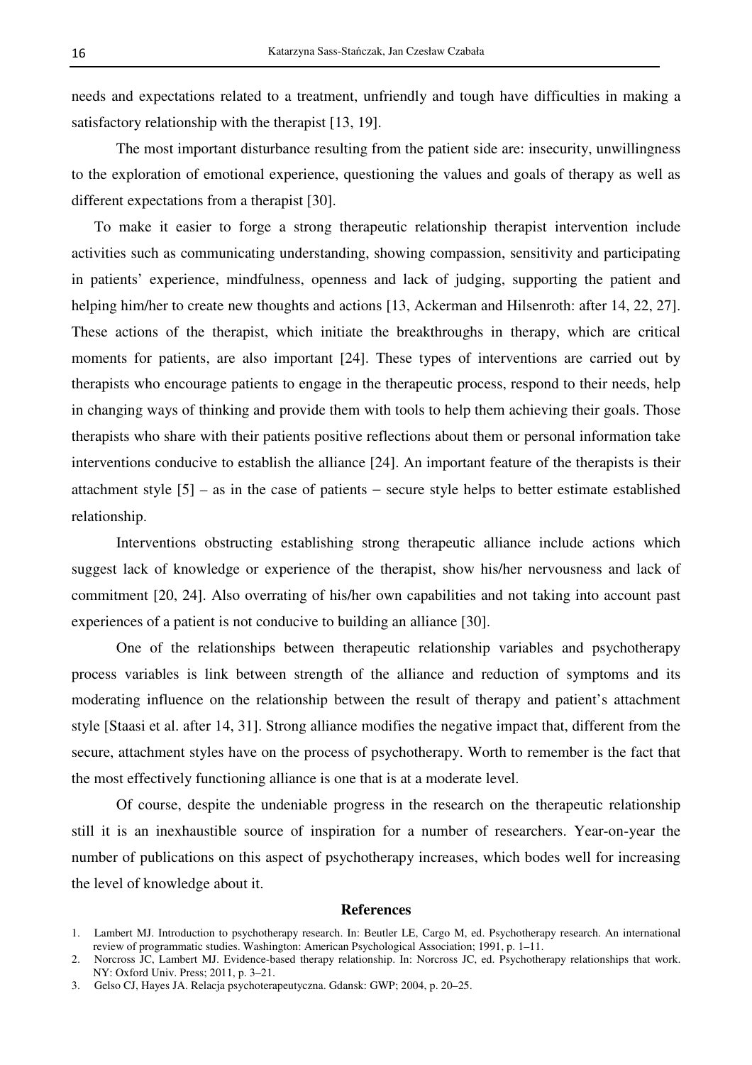needs and expectations related to a treatment, unfriendly and tough have difficulties in making a satisfactory relationship with the therapist [13, 19].

The most important disturbance resulting from the patient side are: insecurity, unwillingness to the exploration of emotional experience, questioning the values and goals of therapy as well as different expectations from a therapist [30].

To make it easier to forge a strong therapeutic relationship therapist intervention include activities such as communicating understanding, showing compassion, sensitivity and participating in patients' experience, mindfulness, openness and lack of judging, supporting the patient and helping him/her to create new thoughts and actions [13, Ackerman and Hilsenroth: after 14, 22, 27]. These actions of the therapist, which initiate the breakthroughs in therapy, which are critical moments for patients, are also important [24]. These types of interventions are carried out by therapists who encourage patients to engage in the therapeutic process, respond to their needs, help in changing ways of thinking and provide them with tools to help them achieving their goals. Those therapists who share with their patients positive reflections about them or personal information take interventions conducive to establish the alliance [24]. An important feature of the therapists is their attachment style [5] – as in the case of patients − secure style helps to better estimate established relationship.

Interventions obstructing establishing strong therapeutic alliance include actions which suggest lack of knowledge or experience of the therapist, show his/her nervousness and lack of commitment [20, 24]. Also overrating of his/her own capabilities and not taking into account past experiences of a patient is not conducive to building an alliance [30].

One of the relationships between therapeutic relationship variables and psychotherapy process variables is link between strength of the alliance and reduction of symptoms and its moderating influence on the relationship between the result of therapy and patient's attachment style [Staasi et al. after 14, 31]. Strong alliance modifies the negative impact that, different from the secure, attachment styles have on the process of psychotherapy. Worth to remember is the fact that the most effectively functioning alliance is one that is at a moderate level.

Of course, despite the undeniable progress in the research on the therapeutic relationship still it is an inexhaustible source of inspiration for a number of researchers. Year-on-year the number of publications on this aspect of psychotherapy increases, which bodes well for increasing the level of knowledge about it.

## References

1. Lambert MJ. Introduction to psychotherapy research. In: Beutler LE, Cargo M, ed. Psychotherapy research. An international review of programmatic studies. Washington: American Psychological Association; 1991, p. 1–11.
2. Norcross JC, Lambert MJ. Evidence-based therapy relationship. In: Norcross JC, ed. Psychotherapy relationships that work. NY: Oxford Univ. Press; 2011, p. 3–21.
3. Gelso CJ, Hayes JA. Relacja psychoterapeutyczna. Gdansk: GWP; 2004, p. 20–25.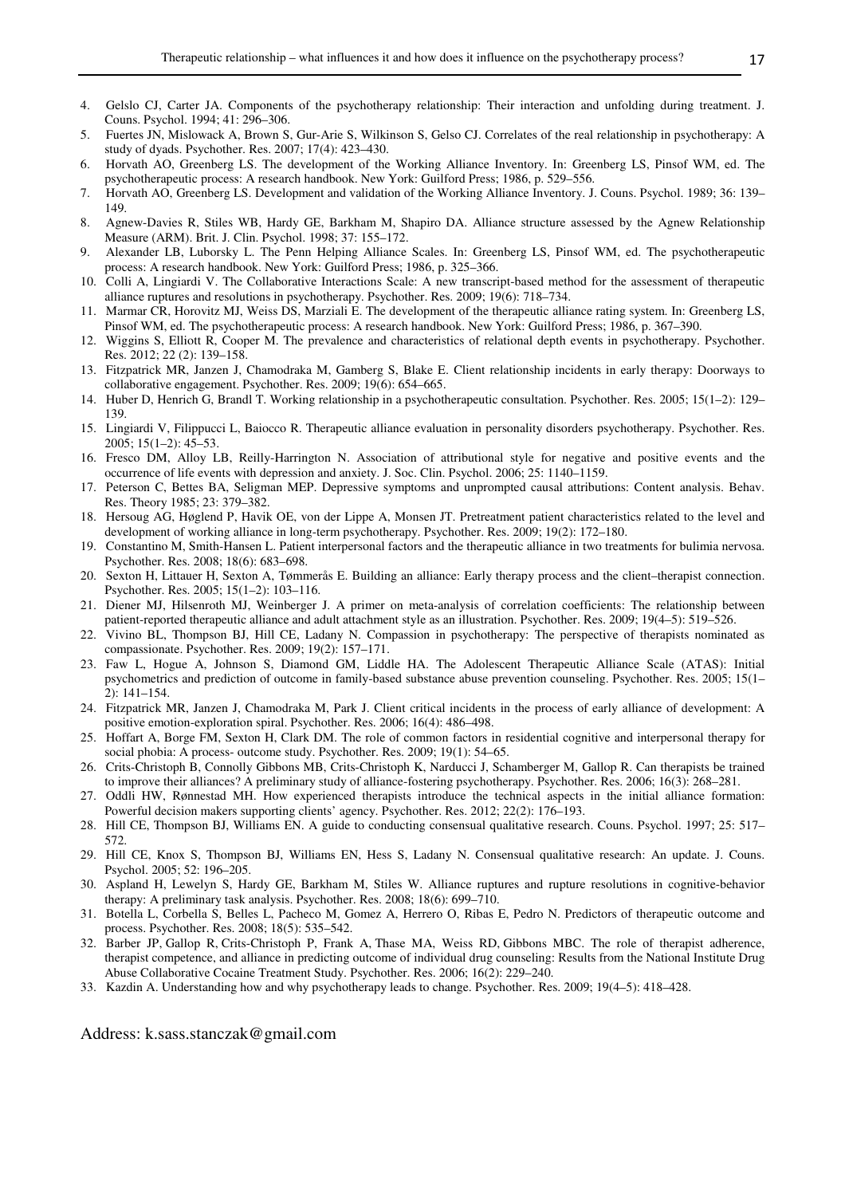4. Gelslo CJ, Carter JA. Components of the psychotherapy relationship: Their interaction and unfolding during treatment. J. Couns. Psychol. 1994; 41: 296–306.
5. Fuertes JN, Mislowack A, Brown S, Gur-Arie S, Wilkinson S, Gelso CJ. Correlates of the real relationship in psychotherapy: A study of dyads. Psychother. Res. 2007; 17(4): 423–430.
6. Horvath AO, Greenberg LS. The development of the Working Alliance Inventory. In: Greenberg LS, Pinsof WM, ed. The psychotherapeutic process: A research handbook. New York: Guilford Press; 1986, p. 529–556.
7. Horvath AO, Greenberg LS. Development and validation of the Working Alliance Inventory. J. Couns. Psychol. 1989; 36: 139–149.
8. Agnew-Davies R, Stiles WB, Hardy GE, Barkham M, Shapiro DA. Alliance structure assessed by the Agnew Relationship Measure (ARM). Brit. J. Clin. Psychol. 1998; 37: 155–172.
9. Alexander LB, Luborsky L. The Penn Helping Alliance Scales. In: Greenberg LS, Pinsof WM, ed. The psychotherapeutic process: A research handbook. New York: Guilford Press; 1986, p. 325–366.
10. Colli A, Lingiardi V. The Collaborative Interactions Scale: A new transcript-based method for the assessment of therapeutic alliance ruptures and resolutions in psychotherapy. Psychother. Res. 2009; 19(6): 718–734.
11. Marmar CR, Horovitz MJ, Weiss DS, Marziali E. The development of the therapeutic alliance rating system. In: Greenberg LS, Pinsof WM, ed. The psychotherapeutic process: A research handbook. New York: Guilford Press; 1986, p. 367–390.
12. Wiggins S, Elliott R, Cooper M. The prevalence and characteristics of relational depth events in psychotherapy. Psychother. Res. 2012; 22 (2): 139–158.
13. Fitzpatrick MR, Janzen J, Chamodraka M, Gamberg S, Blake E. Client relationship incidents in early therapy: Doorways to collaborative engagement. Psychother. Res. 2009; 19(6): 654–665.
14. Huber D, Henrich G, Brandl T. Working relationship in a psychotherapeutic consultation. Psychother. Res. 2005; 15(1–2): 129–139.
15. Lingiardi V, Filippucci L, Baiocco R. Therapeutic alliance evaluation in personality disorders psychotherapy. Psychother. Res. 2005; 15(1–2): 45–53.
16. Fresco DM, Alloy LB, Reilly-Harrington N. Association of attributional style for negative and positive events and the occurrence of life events with depression and anxiety. J. Soc. Clin. Psychol. 2006; 25: 1140–1159.
17. Peterson C, Bettes BA, Seligman MEP. Depressive symptoms and unprompted causal attributions: Content analysis. Behav. Res. Theory 1985; 23: 379–382.
18. Hersoug AG, Høglend P, Havik OE, von der Lippe A, Monsen JT. Pretreatment patient characteristics related to the level and development of working alliance in long-term psychotherapy. Psychother. Res. 2009; 19(2): 172–180.
19. Constantino M, Smith-Hansen L. Patient interpersonal factors and the therapeutic alliance in two treatments for bulimia nervosa. Psychother. Res. 2008; 18(6): 683–698.
20. Sexton H, Littauer H, Sexton A, Tømmerås E. Building an alliance: Early therapy process and the client–therapist connection. Psychother. Res. 2005; 15(1–2): 103–116.
21. Diener MJ, Hilsenroth MJ, Weinberger J. A primer on meta-analysis of correlation coefficients: The relationship between patient-reported therapeutic alliance and adult attachment style as an illustration. Psychother. Res. 2009; 19(4–5): 519–526.
22. Vivino BL, Thompson BJ, Hill CE, Ladany N. Compassion in psychotherapy: The perspective of therapists nominated as compassionate. Psychother. Res. 2009; 19(2): 157–171.
23. Faw L, Hogue A, Johnson S, Diamond GM, Liddle HA. The Adolescent Therapeutic Alliance Scale (ATAS): Initial psychometrics and prediction of outcome in family-based substance abuse prevention counseling. Psychother. Res. 2005; 15(1–2): 141–154.
24. Fitzpatrick MR, Janzen J, Chamodraka M, Park J. Client critical incidents in the process of early alliance of development: A positive emotion-exploration spiral. Psychother. Res. 2006; 16(4): 486–498.
25. Hoffart A, Borge FM, Sexton H, Clark DM. The role of common factors in residential cognitive and interpersonal therapy for social phobia: A process- outcome study. Psychother. Res. 2009; 19(1): 54–65.
26. Crits-Christoph B, Connolly Gibbons MB, Crits-Christoph K, Narducci J, Schamberger M, Gallop R. Can therapists be trained to improve their alliances? A preliminary study of alliance-fostering psychotherapy. Psychother. Res. 2006; 16(3): 268–281.
27. Oddli HW, Rønnestad MH. How experienced therapists introduce the technical aspects in the initial alliance formation: Powerful decision makers supporting clients' agency. Psychother. Res. 2012; 22(2): 176–193.
28. Hill CE, Thompson BJ, Williams EN. A guide to conducting consensual qualitative research. Couns. Psychol. 1997; 25: 517–572.
29. Hill CE, Knox S, Thompson BJ, Williams EN, Hess S, Ladany N. Consensual qualitative research: An update. J. Couns. Psychol. 2005; 52: 196–205.
30. Aspland H, Lewelyn S, Hardy GE, Barkham M, Stiles W. Alliance ruptures and rupture resolutions in cognitive-behavior therapy: A preliminary task analysis. Psychother. Res. 2008; 18(6): 699–710.
31. Botella L, Corbella S, Belles L, Pacheco M, Gomez A, Herrero O, Ribas E, Pedro N. Predictors of therapeutic outcome and process. Psychother. Res. 2008; 18(5): 535–542.
32. Barber JP, Gallop R, Crits-Christoph P, Frank A, Thase MA, Weiss RD, Gibbons MBC. The role of therapist adherence, therapist competence, and alliance in predicting outcome of individual drug counseling: Results from the National Institute Drug Abuse Collaborative Cocaine Treatment Study. Psychother. Res. 2006; 16(2): 229–240.
33. Kazdin A. Understanding how and why psychotherapy leads to change. Psychother. Res. 2009; 19(4–5): 418–428.

Address: k.sass.stanczak@gmail.com